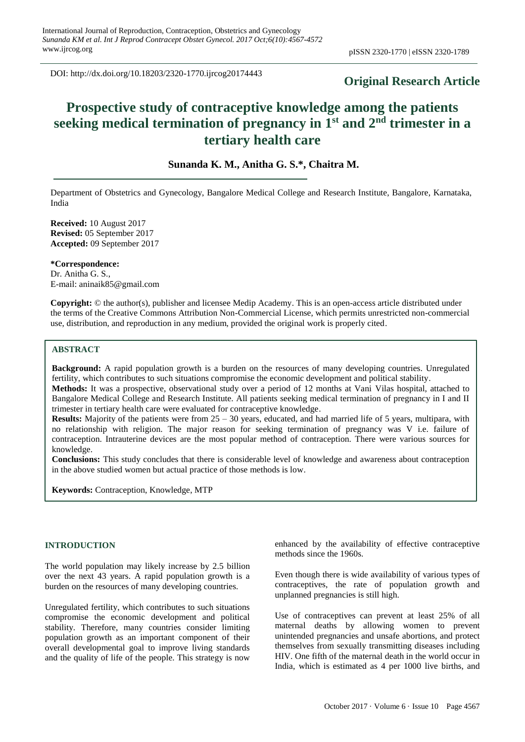DOI: http://dx.doi.org/10.18203/2320-1770.ijrcog20174443

**Original Research Article**

# Prospective study of contraceptive knowledge among the patients seeking medical termination of pregnancy in 1st and 2nd trimester in a tertiary health care

**Sunanda K. M., Anitha G. S.\*, Chaitra M.**

Department of Obstetrics and Gynecology, Bangalore Medical College and Research Institute, Bangalore, Karnataka, India

**Received:** 10 August 2017
**Revised:** 05 September 2017
**Accepted:** 09 September 2017

**\*Correspondence:**
Dr. Anitha G. S.,
E-mail: aninaik85@gmail.com

**Copyright:** © the author(s), publisher and licensee Medip Academy. This is an open-access article distributed under the terms of the Creative Commons Attribution Non-Commercial License, which permits unrestricted non-commercial use, distribution, and reproduction in any medium, provided the original work is properly cited.

## ABSTRACT

**Background:** A rapid population growth is a burden on the resources of many developing countries. Unregulated fertility, which contributes to such situations compromise the economic development and political stability.

**Methods:** It was a prospective, observational study over a period of 12 months at Vani Vilas hospital, attached to Bangalore Medical College and Research Institute. All patients seeking medical termination of pregnancy in I and II trimester in tertiary health care were evaluated for contraceptive knowledge.

**Results:** Majority of the patients were from 25 – 30 years, educated, and had married life of 5 years, multipara, with no relationship with religion. The major reason for seeking termination of pregnancy was V i.e. failure of contraception. Intrauterine devices are the most popular method of contraception. There were various sources for knowledge.

**Conclusions:** This study concludes that there is considerable level of knowledge and awareness about contraception in the above studied women but actual practice of those methods is low.

**Keywords:** Contraception, Knowledge, MTP

## INTRODUCTION

The world population may likely increase by 2.5 billion over the next 43 years. A rapid population growth is a burden on the resources of many developing countries.

Unregulated fertility, which contributes to such situations compromise the economic development and political stability. Therefore, many countries consider limiting population growth as an important component of their overall developmental goal to improve living standards and the quality of life of the people. This strategy is now enhanced by the availability of effective contraceptive methods since the 1960s.

Even though there is wide availability of various types of contraceptives, the rate of population growth and unplanned pregnancies is still high.

Use of contraceptives can prevent at least 25% of all maternal deaths by allowing women to prevent unintended pregnancies and unsafe abortions, and protect themselves from sexually transmitting diseases including HIV. One fifth of the maternal death in the world occur in India, which is estimated as 4 per 1000 live births, and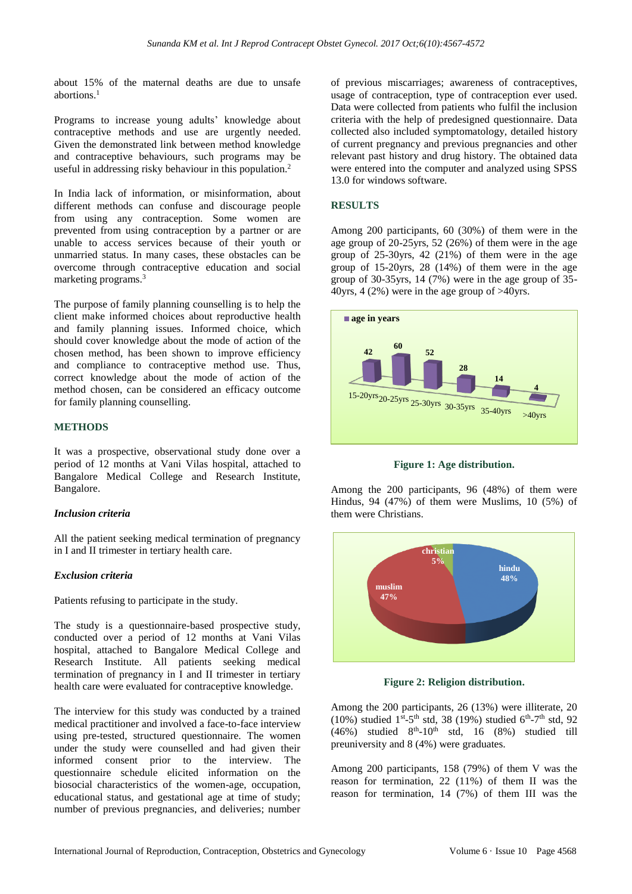about 15% of the maternal deaths are due to unsafe abortions.[1]

Programs to increase young adults' knowledge about contraceptive methods and use are urgently needed. Given the demonstrated link between method knowledge and contraceptive behaviours, such programs may be useful in addressing risky behaviour in this population.[2]

In India lack of information, or misinformation, about different methods can confuse and discourage people from using any contraception. Some women are prevented from using contraception by a partner or are unable to access services because of their youth or unmarried status. In many cases, these obstacles can be overcome through contraceptive education and social marketing programs.[3]

The purpose of family planning counselling is to help the client make informed choices about reproductive health and family planning issues. Informed choice, which should cover knowledge about the mode of action of the chosen method, has been shown to improve efficiency and compliance to contraceptive method use. Thus, correct knowledge about the mode of action of the method chosen, can be considered an efficacy outcome for family planning counselling.

## METHODS

It was a prospective, observational study done over a period of 12 months at Vani Vilas hospital, attached to Bangalore Medical College and Research Institute, Bangalore.

### *Inclusion criteria*

All the patient seeking medical termination of pregnancy in I and II trimester in tertiary health care.

### *Exclusion criteria*

Patients refusing to participate in the study.

The study is a questionnaire-based prospective study, conducted over a period of 12 months at Vani Vilas hospital, attached to Bangalore Medical College and Research Institute. All patients seeking medical termination of pregnancy in I and II trimester in tertiary health care were evaluated for contraceptive knowledge.

The interview for this study was conducted by a trained medical practitioner and involved a face-to-face interview using pre-tested, structured questionnaire. The women under the study were counselled and had given their informed consent prior to the interview. The questionnaire schedule elicited information on the biosocial characteristics of the women-age, occupation, educational status, and gestational age at time of study; number of previous pregnancies, and deliveries; number of previous miscarriages; awareness of contraceptives, usage of contraception, type of contraception ever used. Data were collected from patients who fulfil the inclusion criteria with the help of predesigned questionnaire. Data collected also included symptomatology, detailed history of current pregnancy and previous pregnancies and other relevant past history and drug history. The obtained data were entered into the computer and analyzed using SPSS 13.0 for windows software.

## RESULTS

Among 200 participants, 60 (30%) of them were in the age group of 20-25yrs, 52 (26%) of them were in the age group of 25-30yrs, 42 (21%) of them were in the age group of 15-20yrs, 28 (14%) of them were in the age group of 30-35yrs, 14 (7%) were in the age group of 35-40yrs, 4 (2%) were in the age group of >40yrs.

| age in years | 15-20yrs | 20-25yrs | 25-30yrs | 30-35yrs | 35-40yrs | >40yrs |
|---|---|---|---|---|---|---|
| | 42 | 60 | 52 | 28 | 14 | 4 |

**Figure 1: Age distribution.**

Among the 200 participants, 96 (48%) of them were Hindus, 94 (47%) of them were Muslims, 10 (5%) of them were Christians.

| Religion | % |
|---|---|
| hindu | 48% |
| muslim | 47% |
| christian | 5% |

**Figure 2: Religion distribution.**

Among the 200 participants, 26 (13%) were illiterate, 20 (10%) studied 1st-5th std, 38 (19%) studied 6th-7th std, 92 (46%) studied 8th-10th std, 16 (8%) studied till preuniversity and 8 (4%) were graduates.

Among 200 participants, 158 (79%) of them V was the reason for termination, 22 (11%) of them II was the reason for termination, 14 (7%) of them III was the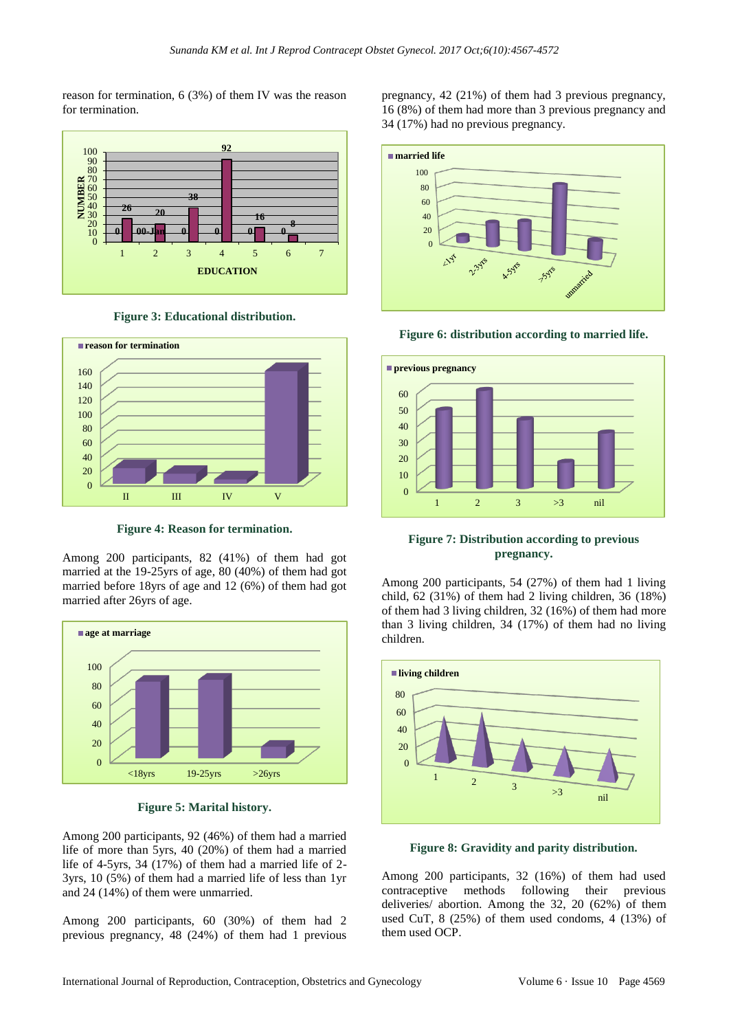reason for termination, 6 (3%) of them IV was the reason for termination.

Figure 3: Educational distribution.

Figure 4: Reason for termination.

Among 200 participants, 82 (41%) of them had got married at the 19-25yrs of age, 80 (40%) of them had got married before 18yrs of age and 12 (6%) of them had got married after 26yrs of age.

Figure 5: Marital history.

Among 200 participants, 92 (46%) of them had a married life of more than 5yrs, 40 (20%) of them had a married life of 4-5yrs, 34 (17%) of them had a married life of 2-3yrs, 10 (5%) of them had a married life of less than 1yr and 24 (14%) of them were unmarried.

Among 200 participants, 60 (30%) of them had 2 previous pregnancy, 48 (24%) of them had 1 previous pregnancy, 42 (21%) of them had 3 previous pregnancy, 16 (8%) of them had more than 3 previous pregnancy and 34 (17%) had no previous pregnancy.

Figure 6: distribution according to married life.

Figure 7: Distribution according to previous pregnancy.

Among 200 participants, 54 (27%) of them had 1 living child, 62 (31%) of them had 2 living children, 36 (18%) of them had 3 living children, 32 (16%) of them had more than 3 living children, 34 (17%) of them had no living children.

Figure 8: Gravidity and parity distribution.

Among 200 participants, 32 (16%) of them had used contraceptive methods following their previous deliveries/ abortion. Among the 32, 20 (62%) of them used CuT, 8 (25%) of them used condoms, 4 (13%) of them used OCP.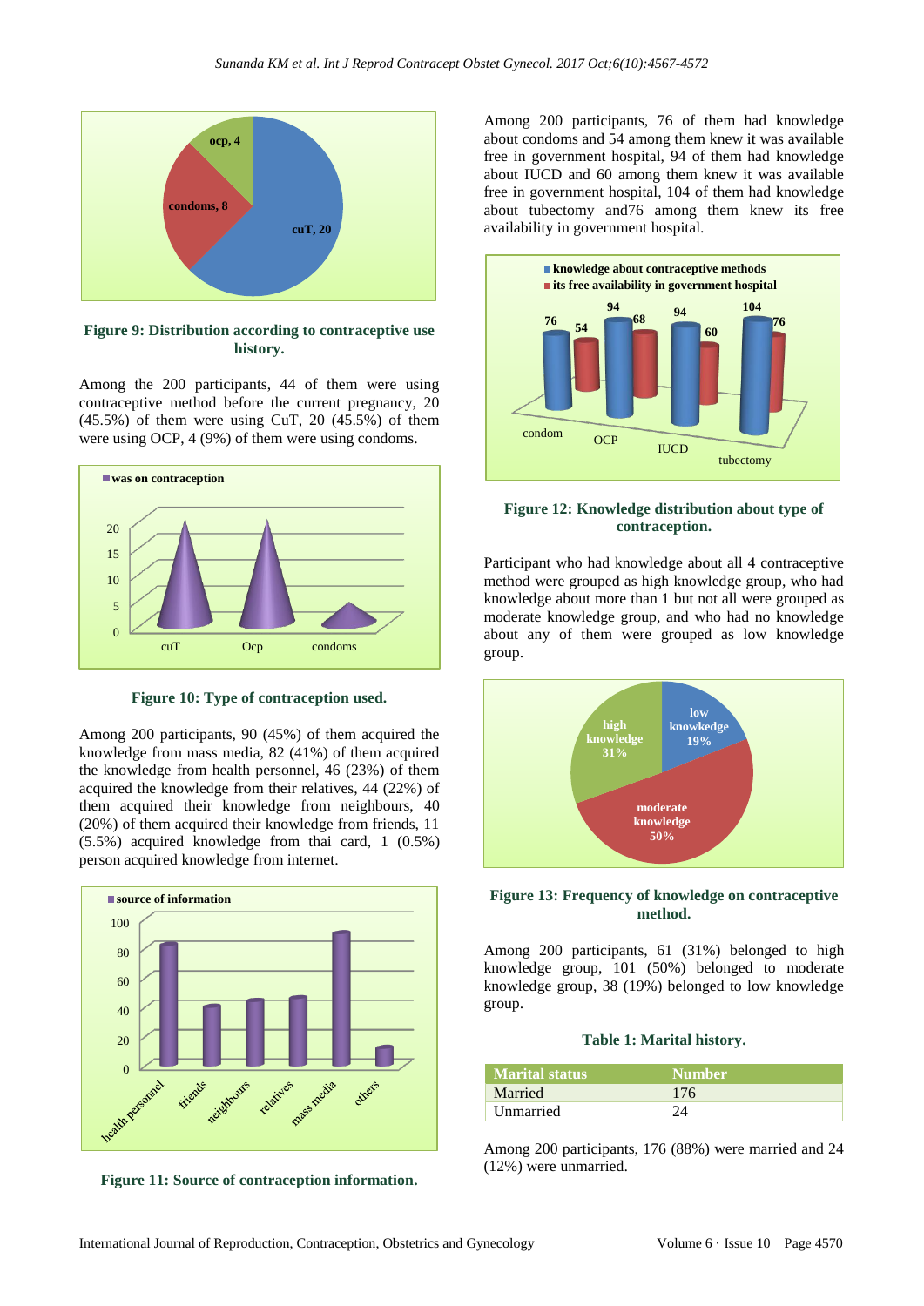**Figure 9: Distribution according to contraceptive use history.**

Among the 200 participants, 44 of them were using contraceptive method before the current pregnancy, 20 (45.5%) of them were using CuT, 20 (45.5%) of them were using OCP, 4 (9%) of them were using condoms.

**Figure 10: Type of contraception used.**

Among 200 participants, 90 (45%) of them acquired the knowledge from mass media, 82 (41%) of them acquired the knowledge from health personnel, 46 (23%) of them acquired the knowledge from their relatives, 44 (22%) of them acquired their knowledge from neighbours, 40 (20%) of them acquired their knowledge from friends, 11 (5.5%) acquired knowledge from thai card, 1 (0.5%) person acquired knowledge from internet.

**Figure 11: Source of contraception information.**

Among 200 participants, 76 of them had knowledge about condoms and 54 among them knew it was available free in government hospital, 94 of them had knowledge about IUCD and 60 among them knew it was available free in government hospital, 104 of them had knowledge about tubectomy and76 among them knew its free availability in government hospital.

**Figure 12: Knowledge distribution about type of contraception.**

Participant who had knowledge about all 4 contraceptive method were grouped as high knowledge group, who had knowledge about more than 1 but not all were grouped as moderate knowledge group, and who had no knowledge about any of them were grouped as low knowledge group.

**Figure 13: Frequency of knowledge on contraceptive method.**

Among 200 participants, 61 (31%) belonged to high knowledge group, 101 (50%) belonged to moderate knowledge group, 38 (19%) belonged to low knowledge group.

**Table 1: Marital history.**

| Marital status | Number |
|---|---|
| Married | 176 |
| Unmarried | 24 |

Among 200 participants, 176 (88%) were married and 24 (12%) were unmarried.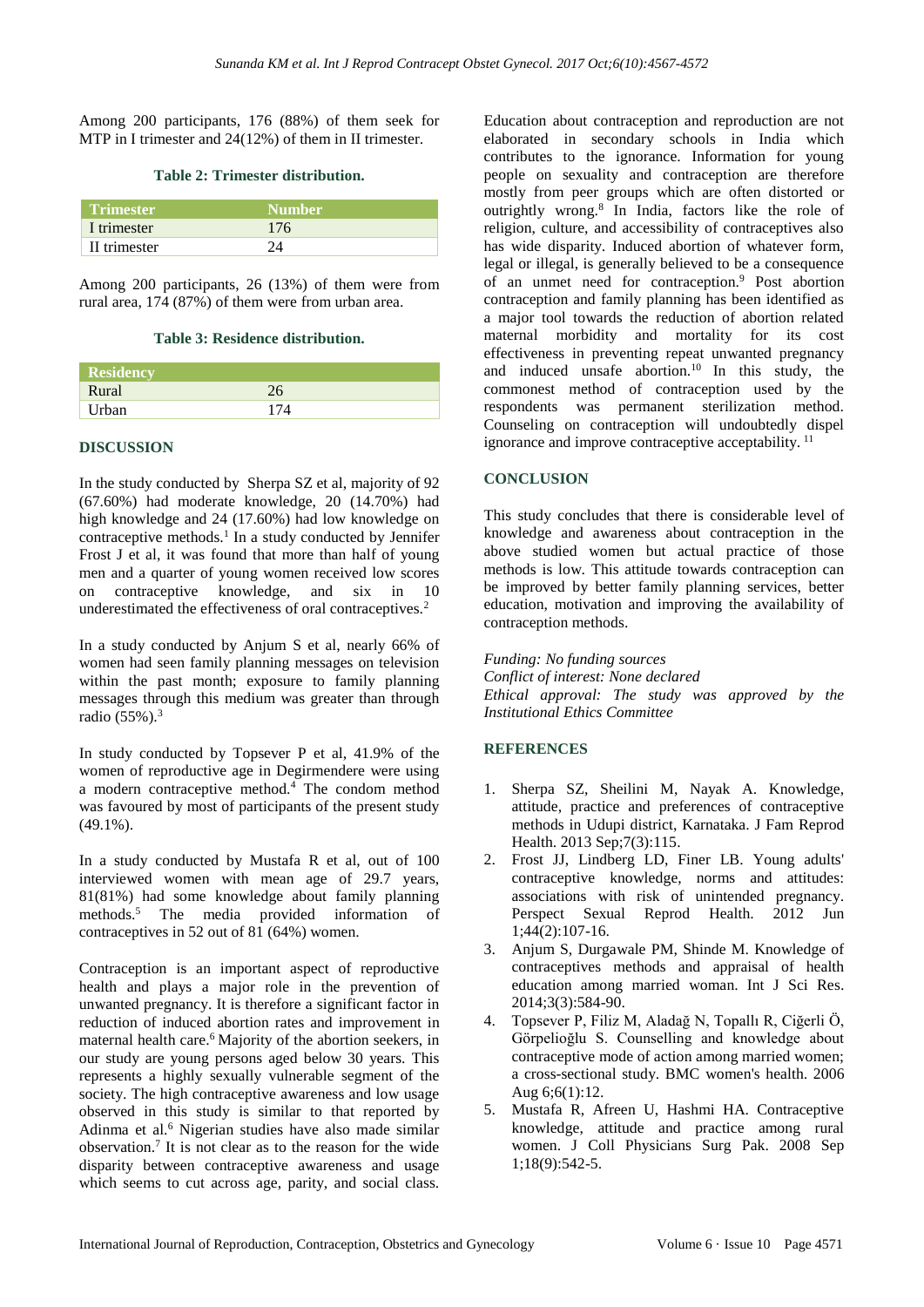Among 200 participants, 176 (88%) of them seek for MTP in I trimester and 24(12%) of them in II trimester.

**Table 2: Trimester distribution.**

| Trimester | Number |
|---|---|
| I trimester | 176 |
| II trimester | 24 |

Among 200 participants, 26 (13%) of them were from rural area, 174 (87%) of them were from urban area.

**Table 3: Residence distribution.**

| Residency | |
|---|---|
| Rural | 26 |
| Urban | 174 |

## DISCUSSION

In the study conducted by Sherpa SZ et al, majority of 92 (67.60%) had moderate knowledge, 20 (14.70%) had high knowledge and 24 (17.60%) had low knowledge on contraceptive methods.[1] In a study conducted by Jennifer Frost J et al, it was found that more than half of young men and a quarter of young women received low scores on contraceptive knowledge, and six in 10 underestimated the effectiveness of oral contraceptives.[2]

In a study conducted by Anjum S et al, nearly 66% of women had seen family planning messages on television within the past month; exposure to family planning messages through this medium was greater than through radio (55%).[3]

In study conducted by Topsever P et al, 41.9% of the women of reproductive age in Degirmendere were using a modern contraceptive method.[4] The condom method was favoured by most of participants of the present study (49.1%).

In a study conducted by Mustafa R et al, out of 100 interviewed women with mean age of 29.7 years, 81(81%) had some knowledge about family planning methods.[5] The media provided information of contraceptives in 52 out of 81 (64%) women.

Contraception is an important aspect of reproductive health and plays a major role in the prevention of unwanted pregnancy. It is therefore a significant factor in reduction of induced abortion rates and improvement in maternal health care.[6] Majority of the abortion seekers, in our study are young persons aged below 30 years. This represents a highly sexually vulnerable segment of the society. The high contraceptive awareness and low usage observed in this study is similar to that reported by Adinma et al.[6] Nigerian studies have also made similar observation.[7] It is not clear as to the reason for the wide disparity between contraceptive awareness and usage which seems to cut across age, parity, and social class. Education about contraception and reproduction are not elaborated in secondary schools in India which contributes to the ignorance. Information for young people on sexuality and contraception are therefore mostly from peer groups which are often distorted or outrightly wrong.[8] In India, factors like the role of religion, culture, and accessibility of contraceptives also has wide disparity. Induced abortion of whatever form, legal or illegal, is generally believed to be a consequence of an unmet need for contraception.[9] Post abortion contraception and family planning has been identified as a major tool towards the reduction of abortion related maternal morbidity and mortality for its cost effectiveness in preventing repeat unwanted pregnancy and induced unsafe abortion.[10] In this study, the commonest method of contraception used by the respondents was permanent sterilization method. Counseling on contraception will undoubtedly dispel ignorance and improve contraceptive acceptability.[11]

## CONCLUSION

This study concludes that there is considerable level of knowledge and awareness about contraception in the above studied women but actual practice of those methods is low. This attitude towards contraception can be improved by better family planning services, better education, motivation and improving the availability of contraception methods.

*Funding: No funding sources*
*Conflict of interest: None declared*
*Ethical approval: The study was approved by the Institutional Ethics Committee*

## REFERENCES

1. Sherpa SZ, Sheilini M, Nayak A. Knowledge, attitude, practice and preferences of contraceptive methods in Udupi district, Karnataka. J Fam Reprod Health. 2013 Sep;7(3):115.
2. Frost JJ, Lindberg LD, Finer LB. Young adults' contraceptive knowledge, norms and attitudes: associations with risk of unintended pregnancy. Perspect Sexual Reprod Health. 2012 Jun 1;44(2):107-16.
3. Anjum S, Durgawale PM, Shinde M. Knowledge of contraceptives methods and appraisal of health education among married woman. Int J Sci Res. 2014;3(3):584-90.
4. Topsever P, Filiz M, Aladağ N, Topallı R, Ciğerli Ö, Görpelioğlu S. Counselling and knowledge about contraceptive mode of action among married women; a cross-sectional study. BMC women's health. 2006 Aug 6;6(1):12.
5. Mustafa R, Afreen U, Hashmi HA. Contraceptive knowledge, attitude and practice among rural women. J Coll Physicians Surg Pak. 2008 Sep 1;18(9):542-5.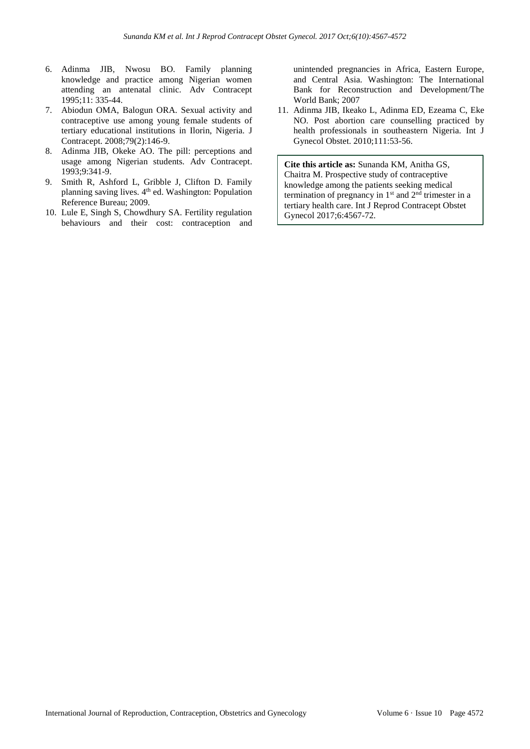6. Adinma JIB, Nwosu BO. Family planning knowledge and practice among Nigerian women attending an antenatal clinic. Adv Contracept 1995;11: 335-44.
7. Abiodun OMA, Balogun ORA. Sexual activity and contraceptive use among young female students of tertiary educational institutions in Ilorin, Nigeria. J Contracept. 2008;79(2):146-9.
8. Adinma JIB, Okeke AO. The pill: perceptions and usage among Nigerian students. Adv Contracept. 1993;9:341-9.
9. Smith R, Ashford L, Gribble J, Clifton D. Family planning saving lives. 4th ed. Washington: Population Reference Bureau; 2009.
10. Lule E, Singh S, Chowdhury SA. Fertility regulation behaviours and their cost: contraception and unintended pregnancies in Africa, Eastern Europe, and Central Asia. Washington: The International Bank for Reconstruction and Development/The World Bank; 2007
11. Adinma JIB, Ikeako L, Adinma ED, Ezeama C, Eke NO. Post abortion care counselling practiced by health professionals in southeastern Nigeria. Int J Gynecol Obstet. 2010;111:53-56.

**Cite this article as:** Sunanda KM, Anitha GS, Chaitra M. Prospective study of contraceptive knowledge among the patients seeking medical termination of pregnancy in 1st and 2nd trimester in a tertiary health care. Int J Reprod Contracept Obstet Gynecol 2017;6:4567-72.